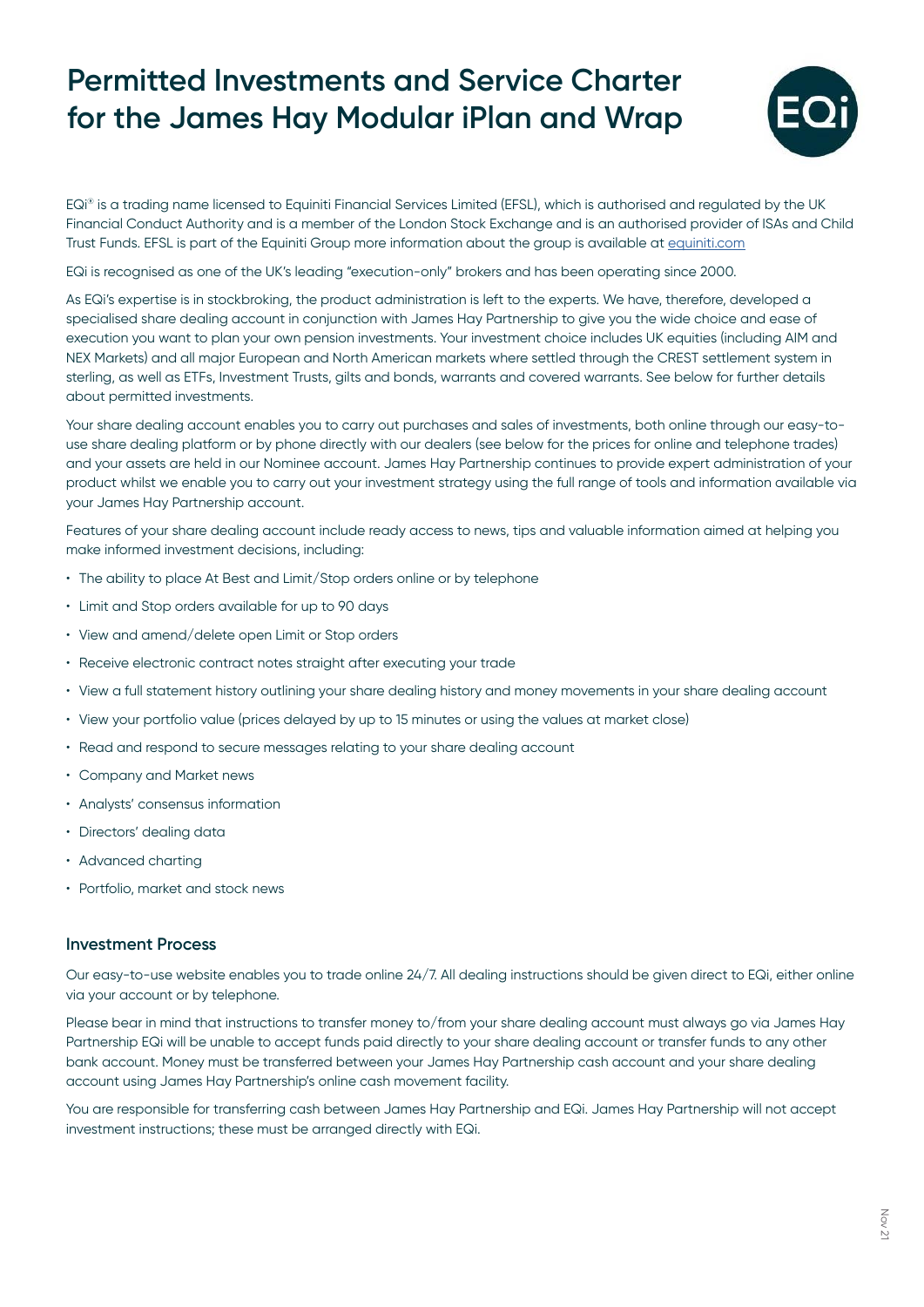# Permitted Investments and Service Charter for the James Hay Modular iPlan and Wrap

EQi® is a trading name licensed to Equiniti Financial Services Limited (EFSL), which is authorised and regulated by the UK Financial Conduct Authority and is a member of the London Stock Exchange and is an authorised provider of ISAs and Child Trust Funds. EFSL is part of the Equiniti Group more information about the group is available at equiniti.com

EQi is recognised as one of the UK's leading "execution-only" brokers and has been operating since 2000.

As EQi's expertise is in stockbroking, the product administration is left to the experts. We have, therefore, developed a specialised share dealing account in conjunction with James Hay Partnership to give you the wide choice and ease of execution you want to plan your own pension investments. Your investment choice includes UK equities (including AIM and NEX Markets) and all major European and North American markets where settled through the CREST settlement system in sterling, as well as ETFs, Investment Trusts, gilts and bonds, warrants and covered warrants. See below for further details about permitted investments.

Your share dealing account enables you to carry out purchases and sales of investments, both online through our easy-to-use share dealing platform or by phone directly with our dealers (see below for the prices for online and telephone trades) and your assets are held in our Nominee account. James Hay Partnership continues to provide expert administration of your product whilst we enable you to carry out your investment strategy using the full range of tools and information available via your James Hay Partnership account.

Features of your share dealing account include ready access to news, tips and valuable information aimed at helping you make informed investment decisions, including:

- The ability to place At Best and Limit/Stop orders online or by telephone
- Limit and Stop orders available for up to 90 days
- View and amend/delete open Limit or Stop orders
- Receive electronic contract notes straight after executing your trade
- View a full statement history outlining your share dealing history and money movements in your share dealing account
- View your portfolio value (prices delayed by up to 15 minutes or using the values at market close)
- Read and respond to secure messages relating to your share dealing account
- Company and Market news
- Analysts' consensus information
- Directors' dealing data
- Advanced charting
- Portfolio, market and stock news

### Investment Process

Our easy-to-use website enables you to trade online 24/7. All dealing instructions should be given direct to EQi, either online via your account or by telephone.

Please bear in mind that instructions to transfer money to/from your share dealing account must always go via James Hay Partnership EQi will be unable to accept funds paid directly to your share dealing account or transfer funds to any other bank account. Money must be transferred between your James Hay Partnership cash account and your share dealing account using James Hay Partnership's online cash movement facility.

You are responsible for transferring cash between James Hay Partnership and EQi. James Hay Partnership will not accept investment instructions; these must be arranged directly with EQi.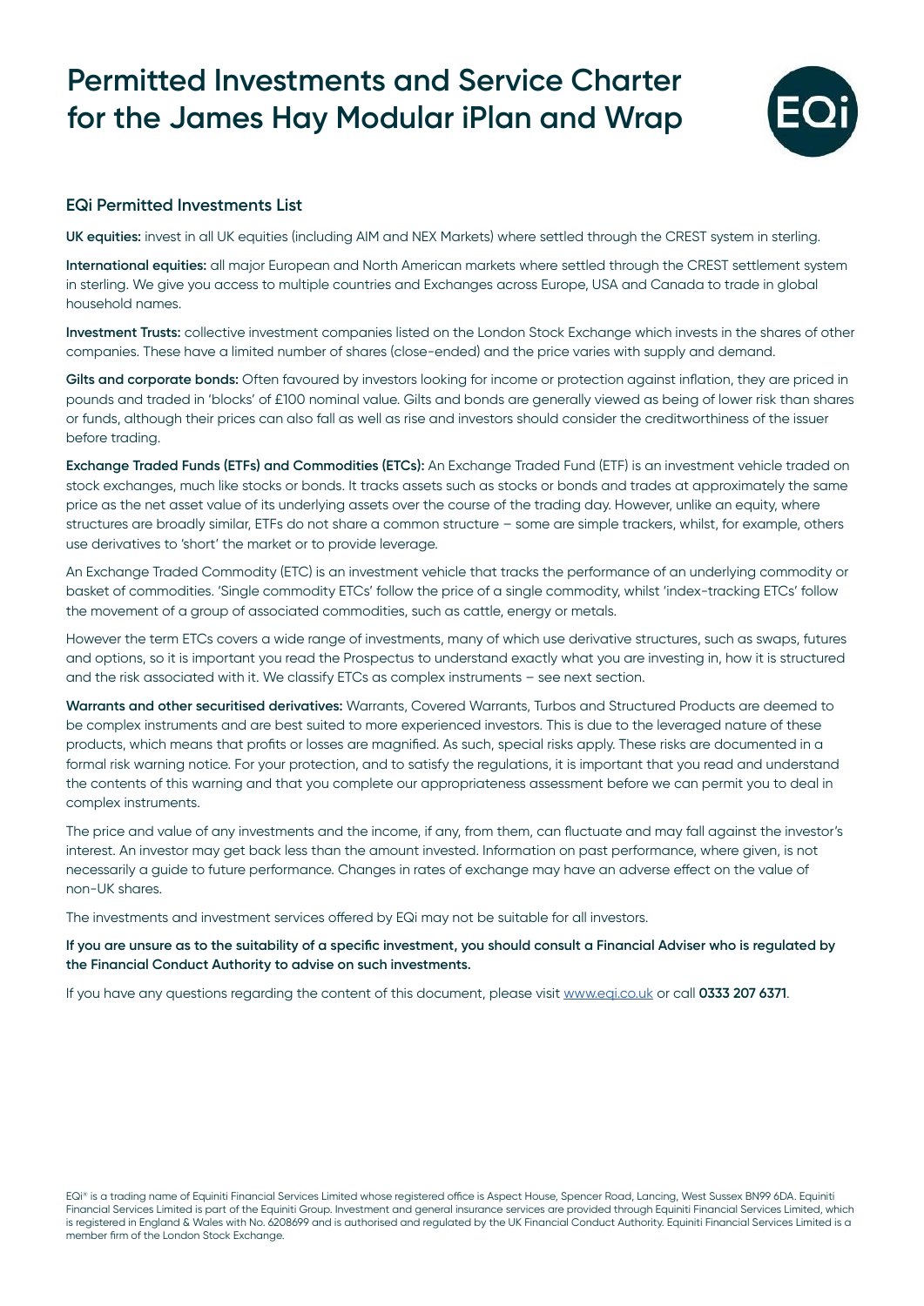# Permitted Investments and Service Charter for the James Hay Modular iPlan and Wrap

## EQi Permitted Investments List

**UK equities:** invest in all UK equities (including AIM and NEX Markets) where settled through the CREST system in sterling.

**International equities:** all major European and North American markets where settled through the CREST settlement system in sterling. We give you access to multiple countries and Exchanges across Europe, USA and Canada to trade in global household names.

**Investment Trusts:** collective investment companies listed on the London Stock Exchange which invests in the shares of other companies. These have a limited number of shares (close-ended) and the price varies with supply and demand.

**Gilts and corporate bonds:** Often favoured by investors looking for income or protection against inflation, they are priced in pounds and traded in 'blocks' of £100 nominal value. Gilts and bonds are generally viewed as being of lower risk than shares or funds, although their prices can also fall as well as rise and investors should consider the creditworthiness of the issuer before trading.

**Exchange Traded Funds (ETFs) and Commodities (ETCs):** An Exchange Traded Fund (ETF) is an investment vehicle traded on stock exchanges, much like stocks or bonds. It tracks assets such as stocks or bonds and trades at approximately the same price as the net asset value of its underlying assets over the course of the trading day. However, unlike an equity, where structures are broadly similar, ETFs do not share a common structure – some are simple trackers, whilst, for example, others use derivatives to 'short' the market or to provide leverage.

An Exchange Traded Commodity (ETC) is an investment vehicle that tracks the performance of an underlying commodity or basket of commodities. 'Single commodity ETCs' follow the price of a single commodity, whilst 'index-tracking ETCs' follow the movement of a group of associated commodities, such as cattle, energy or metals.

However the term ETCs covers a wide range of investments, many of which use derivative structures, such as swaps, futures and options, so it is important you read the Prospectus to understand exactly what you are investing in, how it is structured and the risk associated with it. We classify ETCs as complex instruments – see next section.

**Warrants and other securitised derivatives:** Warrants, Covered Warrants, Turbos and Structured Products are deemed to be complex instruments and are best suited to more experienced investors. This is due to the leveraged nature of these products, which means that profits or losses are magnified. As such, special risks apply. These risks are documented in a formal risk warning notice. For your protection, and to satisfy the regulations, it is important that you read and understand the contents of this warning and that you complete our appropriateness assessment before we can permit you to deal in complex instruments.

The price and value of any investments and the income, if any, from them, can fluctuate and may fall against the investor's interest. An investor may get back less than the amount invested. Information on past performance, where given, is not necessarily a guide to future performance. Changes in rates of exchange may have an adverse effect on the value of non-UK shares.

The investments and investment services offered by EQi may not be suitable for all investors.

**If you are unsure as to the suitability of a specific investment, you should consult a Financial Adviser who is regulated by the Financial Conduct Authority to advise on such investments.**

If you have any questions regarding the content of this document, please visit www.eqi.co.uk or call **0333 207 6371**.

EQi® is a trading name of Equiniti Financial Services Limited whose registered office is Aspect House, Spencer Road, Lancing, West Sussex BN99 6DA. Equiniti Financial Services Limited is part of the Equiniti Group. Investment and general insurance services are provided through Equiniti Financial Services Limited, which is registered in England & Wales with No. 6208699 and is authorised and regulated by the UK Financial Conduct Authority. Equiniti Financial Services Limited is a member firm of the London Stock Exchange.